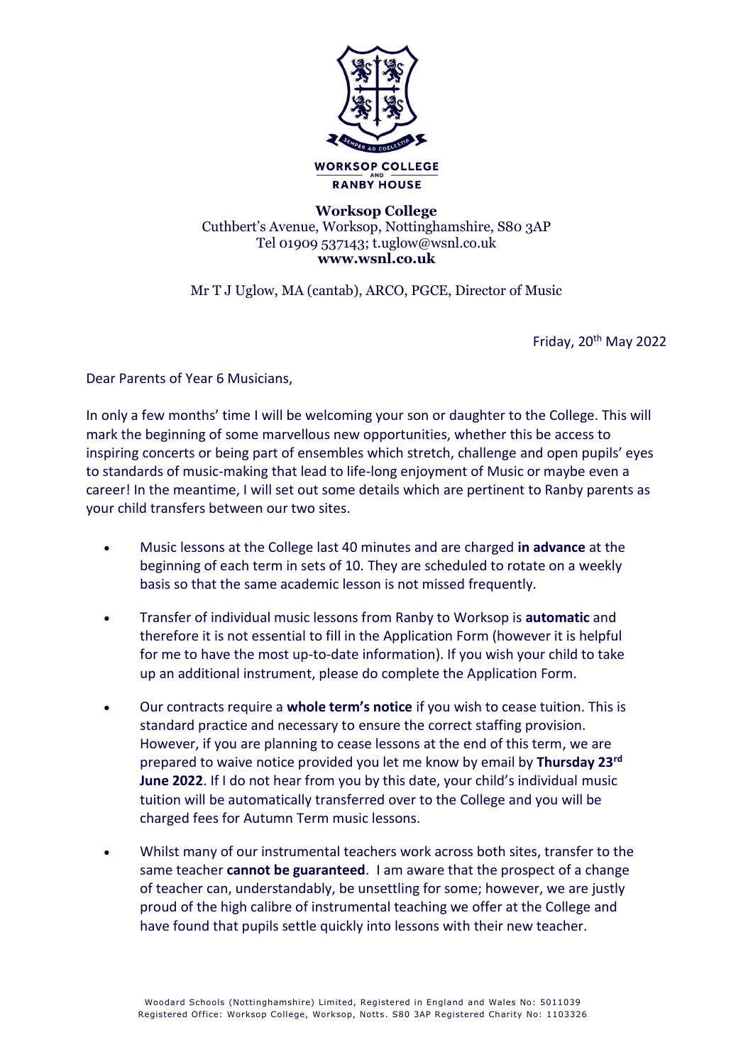WORKSOP COLLEGE AND RANBY HOUSE

**Worksop College**
Cuthbert's Avenue, Worksop, Nottinghamshire, S80 3AP
Tel 01909 537143; t.uglow@wsnl.co.uk
**www.wsnl.co.uk**

Mr T J Uglow, MA (cantab), ARCO, PGCE, Director of Music

Friday, 20th May 2022

Dear Parents of Year 6 Musicians,

In only a few months' time I will be welcoming your son or daughter to the College. This will mark the beginning of some marvellous new opportunities, whether this be access to inspiring concerts or being part of ensembles which stretch, challenge and open pupils' eyes to standards of music-making that lead to life-long enjoyment of Music or maybe even a career! In the meantime, I will set out some details which are pertinent to Ranby parents as your child transfers between our two sites.

- Music lessons at the College last 40 minutes and are charged **in advance** at the beginning of each term in sets of 10. They are scheduled to rotate on a weekly basis so that the same academic lesson is not missed frequently.
- Transfer of individual music lessons from Ranby to Worksop is **automatic** and therefore it is not essential to fill in the Application Form (however it is helpful for me to have the most up-to-date information). If you wish your child to take up an additional instrument, please do complete the Application Form.
- Our contracts require a **whole term's notice** if you wish to cease tuition. This is standard practice and necessary to ensure the correct staffing provision. However, if you are planning to cease lessons at the end of this term, we are prepared to waive notice provided you let me know by email by **Thursday 23rd June 2022**. If I do not hear from you by this date, your child's individual music tuition will be automatically transferred over to the College and you will be charged fees for Autumn Term music lessons.
- Whilst many of our instrumental teachers work across both sites, transfer to the same teacher **cannot be guaranteed**. I am aware that the prospect of a change of teacher can, understandably, be unsettling for some; however, we are justly proud of the high calibre of instrumental teaching we offer at the College and have found that pupils settle quickly into lessons with their new teacher.

Woodard Schools (Nottinghamshire) Limited, Registered in England and Wales No: 5011039
Registered Office: Worksop College, Worksop, Notts. S80 3AP Registered Charity No: 1103326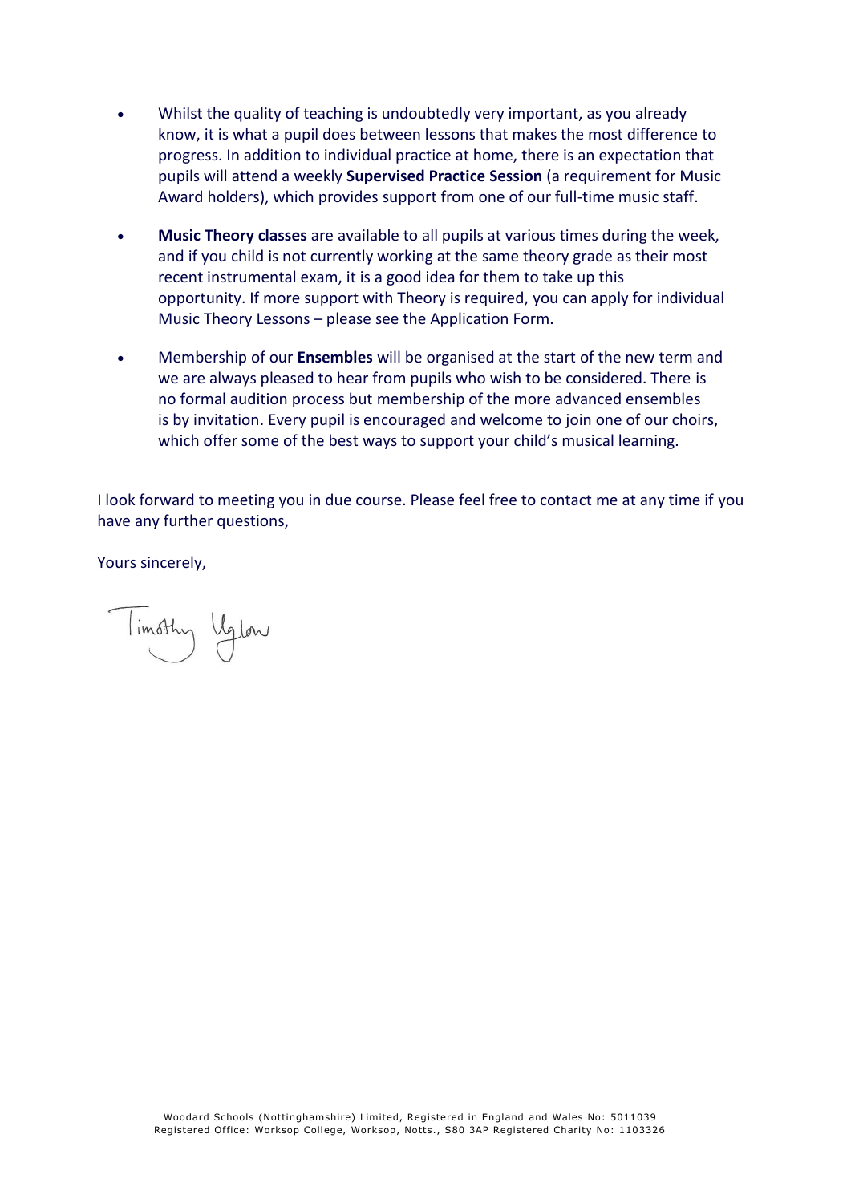- Whilst the quality of teaching is undoubtedly very important, as you already know, it is what a pupil does between lessons that makes the most difference to progress. In addition to individual practice at home, there is an expectation that pupils will attend a weekly **Supervised Practice Session** (a requirement for Music Award holders), which provides support from one of our full-time music staff.

- **Music Theory classes** are available to all pupils at various times during the week, and if you child is not currently working at the same theory grade as their most recent instrumental exam, it is a good idea for them to take up this opportunity. If more support with Theory is required, you can apply for individual Music Theory Lessons – please see the Application Form.

- Membership of our **Ensembles** will be organised at the start of the new term and we are always pleased to hear from pupils who wish to be considered. There is no formal audition process but membership of the more advanced ensembles is by invitation. Every pupil is encouraged and welcome to join one of our choirs, which offer some of the best ways to support your child's musical learning.

I look forward to meeting you in due course. Please feel free to contact me at any time if you have any further questions,

Yours sincerely,

Timothy Uglow

Woodard Schools (Nottinghamshire) Limited, Registered in England and Wales No: 5011039
Registered Office: Worksop College, Worksop, Notts., S80 3AP Registered Charity No: 1103326